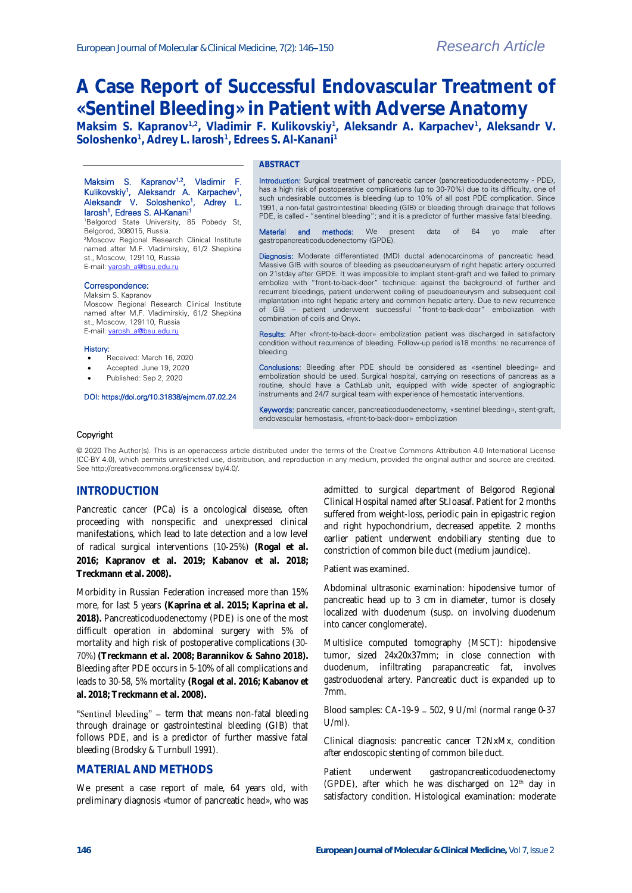Research Article

# A Case Report of Successful Endovascular Treatment of «Sentinel Bleeding» in Patient with Adverse Anatomy

**Maksim S. Kapranov[1,2], Vladimir F. Kulikovskiy[1], Aleksandr A. Karpachev[1], Aleksandr V. Soloshenko[1], Adrey L. Iarosh[1], Edrees S. Al-Kanani[1]**

Maksim S. Kapranov[1,2], Vladimir F. Kulikovskiy[1], Aleksandr A. Karpachev[1], Aleksandr V. Soloshenko[1], Adrey L. Iarosh[1], Edrees S. Al-Kanani[1]

[1]Belgorod State University, 85 Pobedy St, Belgorod, 308015, Russia.
[2]Moscow Regional Research Clinical Institute named after M.F. Vladimirskiy, 61/2 Shepkina st., Moscow, 129110, Russia
E-mail: yarosh_a@bsu.edu.ru

**Correspondence:**
Maksim S. Kapranov
Moscow Regional Research Clinical Institute named after M.F. Vladimirskiy, 61/2 Shepkina st., Moscow, 129110, Russia
E-mail: yarosh_a@bsu.edu.ru

**History:**

- Received: March 16, 2020
- Accepted: June 19, 2020
- Published: Sep 2, 2020

DOI: https://doi.org/10.31838/ejmcm.07.02.24

### ABSTRACT

**Introduction:** Surgical treatment of pancreatic cancer (pancreaticoduodenectomy - PDE), has a high risk of postoperative complications (up to 30-70%) due to its difficulty, one of such undesirable outcomes is bleeding (up to 10% of all post PDE complication. Since 1991, a non-fatal gastrointestinal bleeding (GIB) or bleeding through drainage that follows PDE, is called - "sentinel bleeding"; and it is a predictor of further massive fatal bleeding.

**Material and methods:** We present data of 64 yo male after gastropancreaticoduodenectomy (GPDE).

**Diagnosis:** Moderate differentiated (MD) ductal adenocarcinoma of pancreatic head. Massive GIB with source of bleeding as pseudoaneurysm of right hepatic artery occurred on 21stday after GPDE. It was impossible to implant stent-graft and we failed to primary embolize with "front-to-back-door" technique: against the background of further and recurrent bleedings, patient underwent coiling of pseudoaneurysm and subsequent coil implantation into right hepatic artery and common hepatic artery. Due to new recurrence of GIB – patient underwent successful "front-to-back-door" embolization with combination of coils and Onyx.

**Results:** After «front-to-back-door» embolization patient was discharged in satisfactory condition without recurrence of bleeding. Follow-up period is18 months: no recurrence of bleeding.

**Conclusions:** Bleeding after PDE should be considered as «sentinel bleeding» and embolization should be used. Surgical hospital, carrying on resections of pancreas as a routine, should have a CathLab unit, equipped with wide specter of angiographic instruments and 24/7 surgical team with experience of hemostatic interventions.

**Keywords:** pancreatic cancer, pancreaticoduodenectomy, «sentinel bleeding», stent-graft, endovascular hemostasis, «front-to-back-door» embolization

**Copyright**

© 2020 The Author(s). This is an openaccess article distributed under the terms of the Creative Commons Attribution 4.0 International License (CC-BY 4.0), which permits unrestricted use, distribution, and reproduction in any medium, provided the original author and source are credited. See http://creativecommons.org/licenses/ by/4.0/.

## INTRODUCTION

Pancreatic cancer (PCa) is a oncological disease, often proceeding with nonspecific and unexpressed clinical manifestations, which lead to late detection and a low level of radical surgical interventions (10-25%) **(Rogal et al. 2016; Kapranov et al. 2019; Kabanov et al. 2018; Treckmann et al. 2008).**

Morbidity in Russian Federation increased more than 15% more, for last 5 years **(Kaprina et al. 2015; Kaprina et al. 2018).** Pancreaticoduodenectomy (PDE) is one of the most difficult operation in abdominal surgery with 5% of mortality and high risk of postoperative complications (30-70%) **(Treckmann et al. 2008; Barannikov & Sahno 2018).** Bleeding after PDE occurs in 5-10% of all complications and leads to 30-58, 5% mortality **(Rogal et al. 2016; Kabanov et al. 2018; Treckmann et al. 2008).**

"Sentinel bleeding" – term that means non-fatal bleeding through drainage or gastrointestinal bleeding (GIB) that follows PDE, and is a predictor of further massive fatal bleeding (Brodsky & Turnbull 1991).

## MATERIAL AND METHODS

We present a case report of male, 64 years old, with preliminary diagnosis «tumor of pancreatic head», who was admitted to surgical department of Belgorod Regional Clinical Hospital named after St.Ioasaf. Patient for 2 months suffered from weight-loss, periodic pain in epigastric region and right hypochondrium, decreased appetite. 2 months earlier patient underwent endobiliary stenting due to constriction of common bile duct (medium jaundice).

Patient was examined.

Abdominal ultrasonic examination: hipodensive tumor of pancreatic head up to 3 cm in diameter, tumor is closely localized with duodenum (susp. on involving duodenum into cancer conglomerate).

Multislice computed tomography (MSCT): hipodensive tumor, sized 24x20x37mm; in close connection with duodenum, infiltrating parapancreatic fat, involves gastroduodenal artery. Pancreatic duct is expanded up to 7mm.

Blood samples: CA-19-9 – 502, 9 U/ml (normal range 0-37 U/ml).

Clinical diagnosis: pancreatic cancer T2NxMx, condition after endoscopic stenting of common bile duct.

Patient underwent gastropancreaticoduodenectomy (GPDE), after which he was discharged on 12th day in satisfactory condition. Histological examination: moderate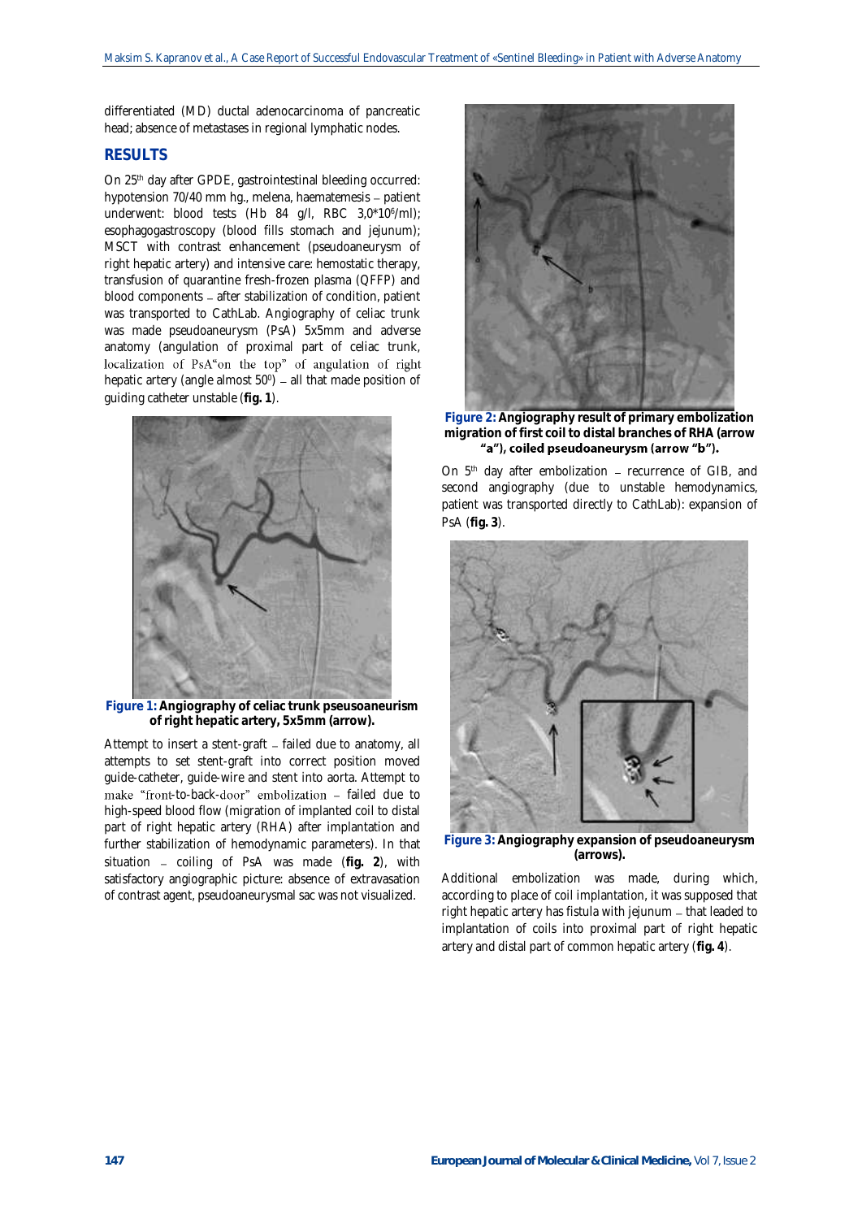differentiated (MD) ductal adenocarcinoma of pancreatic head; absence of metastases in regional lymphatic nodes.

## RESULTS

On 25th day after GPDE, gastrointestinal bleeding occurred: hypotension 70/40 mm hg., melena, haematemesis – patient underwent: blood tests (Hb 84 g/l, RBC $3,0*10^6$/ml); esophagogastroscopy (blood fills stomach and jejunum); MSCT with contrast enhancement (pseudoaneurysm of right hepatic artery) and intensive care: hemostatic therapy, transfusion of quarantine fresh-frozen plasma (QFFP) and blood components – after stabilization of condition, patient was transported to CathLab. Angiography of celiac trunk was made pseudoaneurysm (PsA) 5x5mm and adverse anatomy (angulation of proximal part of celiac trunk, localization of PsA"on the top" of angulation of right hepatic artery (angle almost $50^0$) – all that made position of guiding catheter unstable (**fig. 1**).

**Figure 1:** Angiography of celiac trunk pseusoaneurism of right hepatic artery, 5x5mm (arrow).

Attempt to insert a stent-graft – failed due to anatomy, all attempts to set stent-graft into correct position moved guide-catheter, guide-wire and stent into aorta. Attempt to make "front-to-back-door" embolization – failed due to high-speed blood flow (migration of implanted coil to distal part of right hepatic artery (RHA) after implantation and further stabilization of hemodynamic parameters). In that situation – coiling of PsA was made (**fig. 2**), with satisfactory angiographic picture: absence of extravasation of contrast agent, pseudoaneurysmal sac was not visualized.

**Figure 2:** Angiography result of primary embolization migration of first coil to distal branches of RHA (arrow "a"), coiled pseudoaneurysm (arrow "b").

On 5th day after embolization – recurrence of GIB, and second angiography (due to unstable hemodynamics, patient was transported directly to CathLab): expansion of PsA (**fig. 3**).

**Figure 3:** Angiography expansion of pseudoaneurysm (arrows).

Additional embolization was made, during which, according to place of coil implantation, it was supposed that right hepatic artery has fistula with jejunum – that leaded to implantation of coils into proximal part of right hepatic artery and distal part of common hepatic artery (**fig. 4**).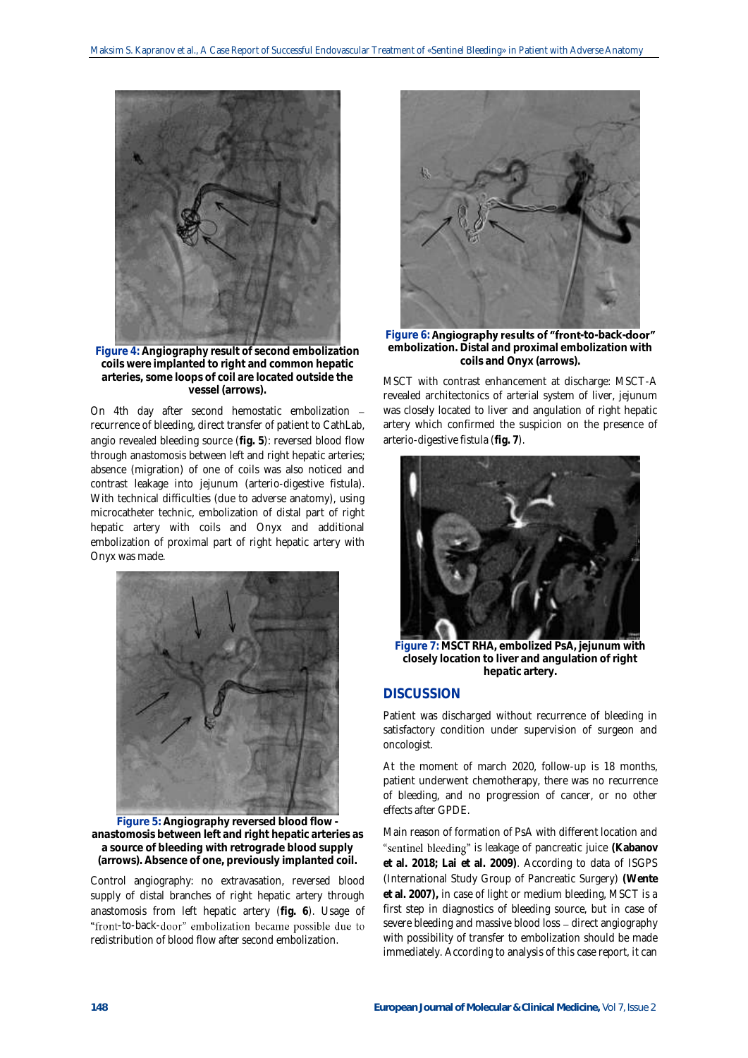**Figure 4:** Angiography result of second embolization coils were implanted to right and common hepatic arteries, some loops of coil are located outside the vessel (arrows).

On 4th day after second hemostatic embolization – recurrence of bleeding, direct transfer of patient to CathLab, angio revealed bleeding source (**fig. 5**): reversed blood flow through anastomosis between left and right hepatic arteries; absence (migration) of one of coils was also noticed and contrast leakage into jejunum (arterio-digestive fistula). With technical difficulties (due to adverse anatomy), using microcatheter technic, embolization of distal part of right hepatic artery with coils and Onyx and additional embolization of proximal part of right hepatic artery with Onyx was made.

**Figure 5:** Angiography reversed blood flow - anastomosis between left and right hepatic arteries as a source of bleeding with retrograde blood supply (arrows). Absence of one, previously implanted coil.

Control angiography: no extravasation, reversed blood supply of distal branches of right hepatic artery through anastomosis from left hepatic artery (**fig. 6**). Usage of "front-to-back-door" embolization became possible due to redistribution of blood flow after second embolization.

**Figure 6:** Angiography results of "front-to-back-door" embolization. Distal and proximal embolization with coils and Onyx (arrows).

MSCT with contrast enhancement at discharge: MSCT-A revealed architectonics of arterial system of liver, jejunum was closely located to liver and angulation of right hepatic artery which confirmed the suspicion on the presence of arterio-digestive fistula (**fig. 7**).

**Figure 7:** MSCT RHA, embolized PsA, jejunum with closely location to liver and angulation of right hepatic artery.

## DISCUSSION

Patient was discharged without recurrence of bleeding in satisfactory condition under supervision of surgeon and oncologist.

At the moment of march 2020, follow-up is 18 months, patient underwent chemotherapy, there was no recurrence of bleeding, and no progression of cancer, or no other effects after GPDE.

Main reason of formation of PsA with different location and "sentinel bleeding" is leakage of pancreatic juice **(Kabanov et al. 2018; Lai et al. 2009)**. According to data of ISGPS (International Study Group of Pancreatic Surgery) **(Wente et al. 2007),** in case of light or medium bleeding, MSCT is a first step in diagnostics of bleeding source, but in case of severe bleeding and massive blood loss – direct angiography with possibility of transfer to embolization should be made immediately. According to analysis of this case report, it can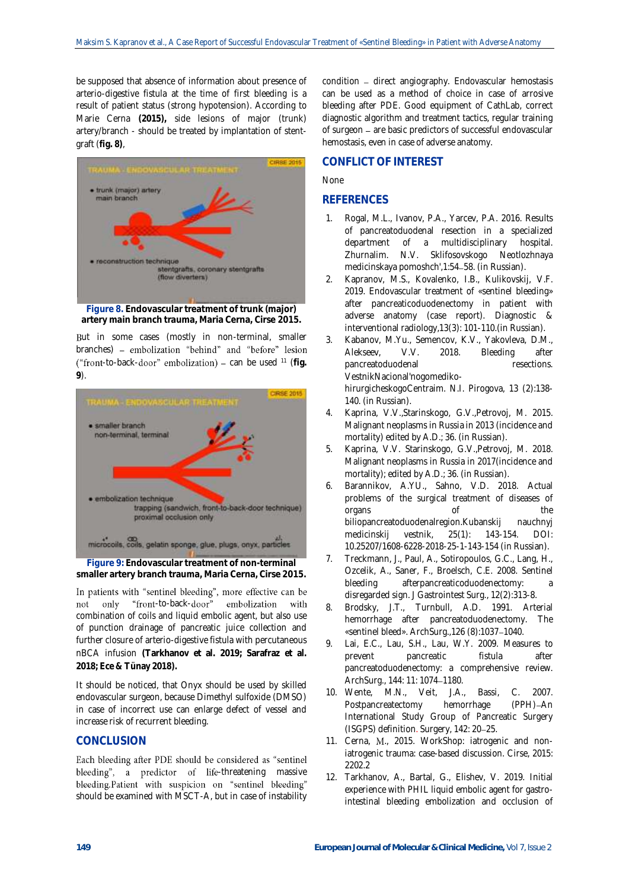be supposed that absence of information about presence of arterio-digestive fistula at the time of first bleeding is a result of patient status (strong hypotension). According to Marie Cerna **(2015),** side lesions of major (trunk) artery/branch - should be treated by implantation of stent-graft (**fig. 8**),

**Figure 8. Endovascular treatment of trunk (major) artery main branch trauma, Maria Cerna, Cirse 2015.**

But in some cases (mostly in non-terminal, smaller branches) – embolization "behind" and "before" lesion ("front-to-back-door" embolization) – can be used [11] (**fig. 9**).

**Figure 9: Endovascular treatment of non-terminal smaller artery branch trauma, Maria Cerna, Cirse 2015.**

In patients with "sentinel bleeding", more effective can be not only "front-to-back-door" embolization with combination of coils and liquid embolic agent, but also use of punction drainage of pancreatic juice collection and further closure of arterio-digestive fistula with percutaneous nBCA infusion **(Tarkhanov et al. 2019; Sarafraz et al. 2018; Ece & Tünay 2018).**

It should be noticed, that Onyx should be used by skilled endovascular surgeon, because Dimethyl sulfoxide (DMSO) in case of incorrect use can enlarge defect of vessel and increase risk of recurrent bleeding.

## CONCLUSION

Each bleeding after PDE should be considered as "sentinel bleeding", a predictor of life-threatening massive bleeding.Patient with suspicion on "sentinel bleeding" should be examined with MSCT-A, but in case of instability condition – direct angiography. Endovascular hemostasis can be used as a method of choice in case of arrosive bleeding after PDE. Good equipment of CathLab, correct diagnostic algorithm and treatment tactics, regular training of surgeon – are basic predictors of successful endovascular hemostasis, even in case of adverse anatomy.

## CONFLICT OF INTEREST

None

## REFERENCES

1. Rogal, M.L., Ivanov, P.A., Yarcev, P.A. 2016. Results of pancreatoduodenal resection in a specialized department of a multidisciplinary hospital. Zhurnalim. N.V. Sklifosovskogo Neotlozhnaya medicinskaya pomoshch',1:54–58. (in Russian).
2. Kapranov, M.S., Kovalenko, I.B., Kulikovskij, V.F. 2019. Endovascular treatment of «sentinel bleeding» after pancreaticoduodenectomy in patient with adverse anatomy (case report). Diagnostic & interventional radiology,13(3): 101-110.(in Russian).
3. Kabanov, M.Yu., Semencov, K.V., Yakovleva, D.M., Alekseev, V.V. 2018. Bleeding after pancreatoduodenal resections. VestnikNacional'nogomediko-hirurgicheskogoCentraim. N.I. Pirogova, 13 (2):138-140. (in Russian).
4. Kaprina, V.V.,Starinskogo, G.V.,Petrovoj, M. 2015. Malignant neoplasms in Russia in 2013 (incidence and mortality) edited by A.D.; 36. (in Russian).
5. Kaprina, V.V. Starinskogo, G.V.,Petrovoj, M. 2018. Malignant neoplasms in Russia in 2017(incidence and mortality); edited by A.D.; 36. (in Russian).
6. Barannikov, A.YU., Sahno, V.D. 2018. Actual problems of the surgical treatment of diseases of organs of the biliopancreatoduodenalregion.Kubanskij nauchnyj medicinskij vestnik, 25(1): 143-154. DOI: 10.25207/1608-6228-2018-25-1-143-154 (in Russian).
7. Treckmann, J., Paul, A., Sotiropoulos, G.C., Lang, H., Ozcelik, A., Saner, F., Broelsch, C.E. 2008. Sentinel bleeding afterpancreaticoduodenectomy: a disregarded sign. J Gastrointest Surg., 12(2):313-8.
8. Brodsky, J.T., Turnbull, A.D. 1991. Arterial hemorrhage after pancreatoduodenectomy. The «sentinel bleed». ArchSurg.,126 (8):1037–1040.
9. Lai, E.C., Lau, S.H., Lau, W.Y. 2009. Measures to prevent pancreatic fistula after pancreatoduodenectomy: a comprehensive review. ArchSurg., 144: 11: 1074–1180.
10. Wente, M.N., Veit, J.A., Bassi, C. 2007. Postpancreatectomy hemorrhage (PPH)–An International Study Group of Pancreatic Surgery (ISGPS) definition. Surgery, 142: 20–25.
11. Cerna, M., 2015. WorkShop: iatrogenic and non-iatrogenic trauma: case-based discussion. Cirse, 2015: 2202.2
12. Tarkhanov, A., Bartal, G., Elishev, V. 2019. Initial experience with PHIL liquid embolic agent for gastro-intestinal bleeding embolization and occlusion of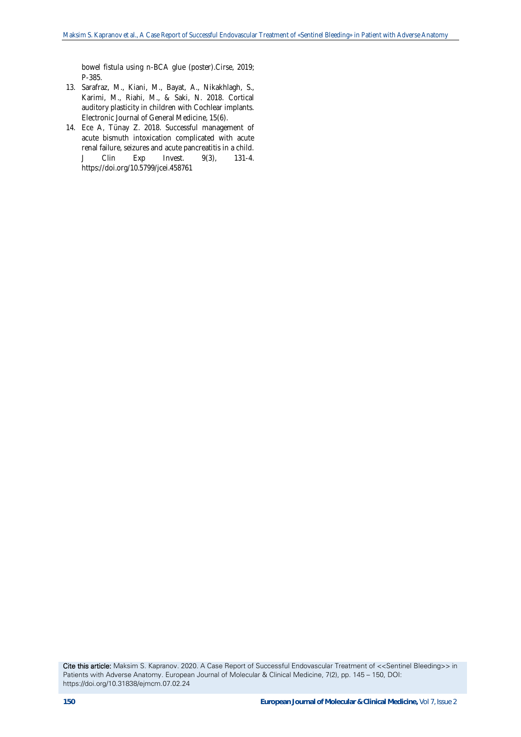bowel fistula using n-BCA glue (poster).Cirse, 2019; P-385.

13. Sarafraz, M., Kiani, M., Bayat, A., Nikakhlagh, S., Karimi, M., Riahi, M., & Saki, N. 2018. Cortical auditory plasticity in children with Cochlear implants. Electronic Journal of General Medicine, 15(6).
14. Ece A, Tünay Z. 2018. Successful management of acute bismuth intoxication complicated with acute renal failure, seizures and acute pancreatitis in a child. J Clin Exp Invest. 9(3), 131-4. https://doi.org/10.5799/jcei.458761

**Cite this article:** Maksim S. Kapranov. 2020. A Case Report of Successful Endovascular Treatment of <<Sentinel Bleeding>> in Patients with Adverse Anatomy. European Journal of Molecular & Clinical Medicine, 7(2), pp. 145 – 150, DOI: https://doi.org/10.31838/ejmcm.07.02.24